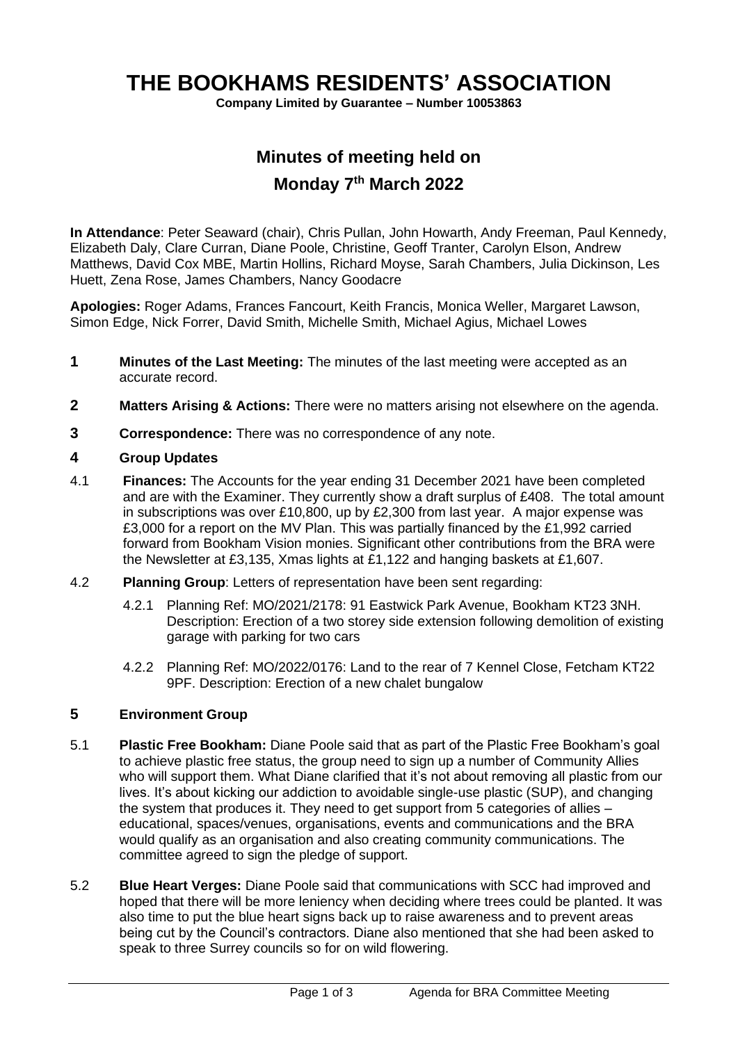# THE BOOKHAMS RESIDENTS' ASSOCIATION

**Company Limited by Guarantee – Number 10053863**

## Minutes of meeting held on
## Monday 7th March 2022

**In Attendance**: Peter Seaward (chair), Chris Pullan, John Howarth, Andy Freeman, Paul Kennedy, Elizabeth Daly, Clare Curran, Diane Poole, Christine, Geoff Tranter, Carolyn Elson, Andrew Matthews, David Cox MBE, Martin Hollins, Richard Moyse, Sarah Chambers, Julia Dickinson, Les Huett, Zena Rose, James Chambers, Nancy Goodacre

**Apologies:** Roger Adams, Frances Fancourt, Keith Francis, Monica Weller, Margaret Lawson, Simon Edge, Nick Forrer, David Smith, Michelle Smith, Michael Agius, Michael Lowes

**1** **Minutes of the Last Meeting:** The minutes of the last meeting were accepted as an accurate record.

**2** **Matters Arising & Actions:** There were no matters arising not elsewhere on the agenda.

**3** **Correspondence:** There was no correspondence of any note.

**4** **Group Updates**

4.1 **Finances:** The Accounts for the year ending 31 December 2021 have been completed and are with the Examiner. They currently show a draft surplus of £408. The total amount in subscriptions was over £10,800, up by £2,300 from last year. A major expense was £3,000 for a report on the MV Plan. This was partially financed by the £1,992 carried forward from Bookham Vision monies. Significant other contributions from the BRA were the Newsletter at £3,135, Xmas lights at £1,122 and hanging baskets at £1,607.

4.2 **Planning Group**: Letters of representation have been sent regarding:

4.2.1 Planning Ref: MO/2021/2178: 91 Eastwick Park Avenue, Bookham KT23 3NH. Description: Erection of a two storey side extension following demolition of existing garage with parking for two cars

4.2.2 Planning Ref: MO/2022/0176: Land to the rear of 7 Kennel Close, Fetcham KT22 9PF. Description: Erection of a new chalet bungalow

**5** **Environment Group**

5.1 **Plastic Free Bookham:** Diane Poole said that as part of the Plastic Free Bookham's goal to achieve plastic free status, the group need to sign up a number of Community Allies who will support them. What Diane clarified that it's not about removing all plastic from our lives. It's about kicking our addiction to avoidable single-use plastic (SUP), and changing the system that produces it. They need to get support from 5 categories of allies – educational, spaces/venues, organisations, events and communications and the BRA would qualify as an organisation and also creating community communications. The committee agreed to sign the pledge of support.

5.2 **Blue Heart Verges:** Diane Poole said that communications with SCC had improved and hoped that there will be more leniency when deciding where trees could be planted. It was also time to put the blue heart signs back up to raise awareness and to prevent areas being cut by the Council's contractors. Diane also mentioned that she had been asked to speak to three Surrey councils so for on wild flowering.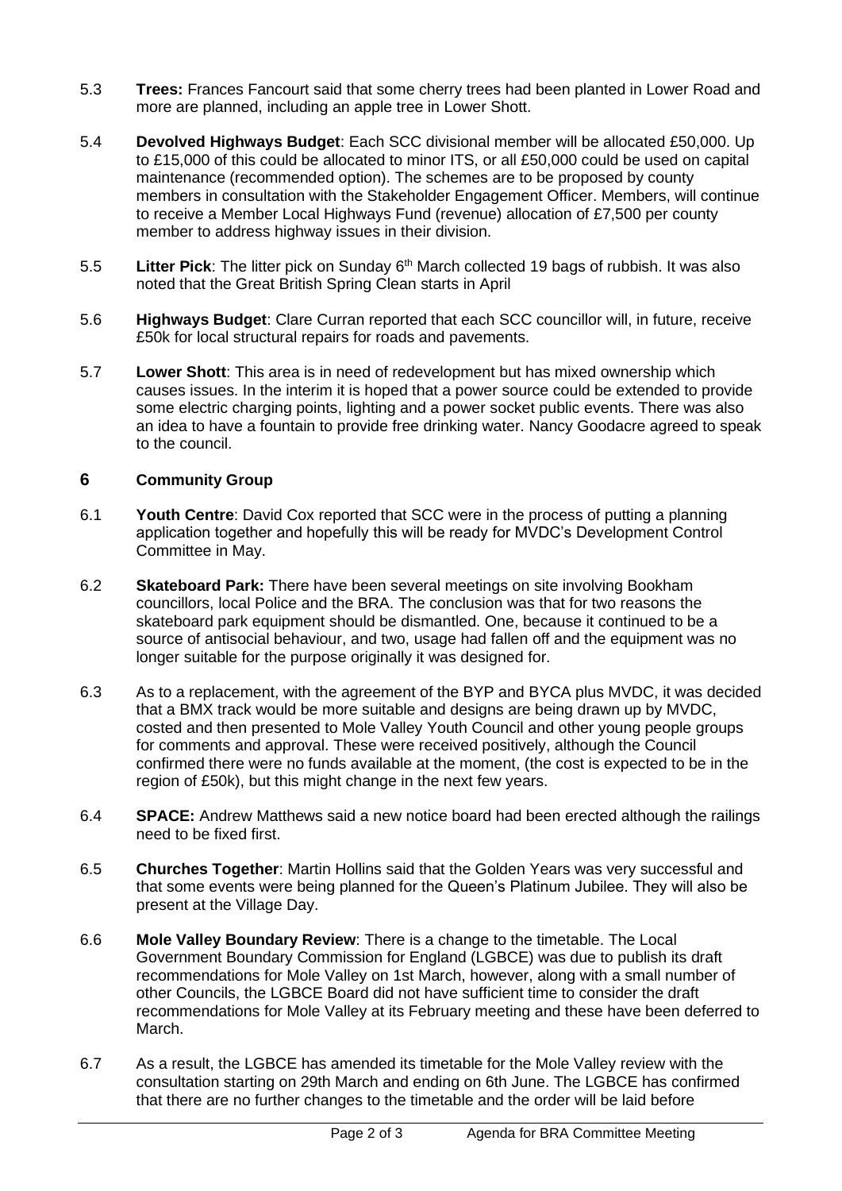5.3 **Trees:** Frances Fancourt said that some cherry trees had been planted in Lower Road and more are planned, including an apple tree in Lower Shott.

5.4 **Devolved Highways Budget**: Each SCC divisional member will be allocated £50,000. Up to £15,000 of this could be allocated to minor ITS, or all £50,000 could be used on capital maintenance (recommended option). The schemes are to be proposed by county members in consultation with the Stakeholder Engagement Officer. Members, will continue to receive a Member Local Highways Fund (revenue) allocation of £7,500 per county member to address highway issues in their division.

5.5 **Litter Pick**: The litter pick on Sunday 6th March collected 19 bags of rubbish. It was also noted that the Great British Spring Clean starts in April

5.6 **Highways Budget**: Clare Curran reported that each SCC councillor will, in future, receive £50k for local structural repairs for roads and pavements.

5.7 **Lower Shott**: This area is in need of redevelopment but has mixed ownership which causes issues. In the interim it is hoped that a power source could be extended to provide some electric charging points, lighting and a power socket public events. There was also an idea to have a fountain to provide free drinking water. Nancy Goodacre agreed to speak to the council.

## 6 Community Group

6.1 **Youth Centre**: David Cox reported that SCC were in the process of putting a planning application together and hopefully this will be ready for MVDC's Development Control Committee in May.

6.2 **Skateboard Park:** There have been several meetings on site involving Bookham councillors, local Police and the BRA. The conclusion was that for two reasons the skateboard park equipment should be dismantled. One, because it continued to be a source of antisocial behaviour, and two, usage had fallen off and the equipment was no longer suitable for the purpose originally it was designed for.

6.3 As to a replacement, with the agreement of the BYP and BYCA plus MVDC, it was decided that a BMX track would be more suitable and designs are being drawn up by MVDC, costed and then presented to Mole Valley Youth Council and other young people groups for comments and approval. These were received positively, although the Council confirmed there were no funds available at the moment, (the cost is expected to be in the region of £50k), but this might change in the next few years.

6.4 **SPACE:** Andrew Matthews said a new notice board had been erected although the railings need to be fixed first.

6.5 **Churches Together**: Martin Hollins said that the Golden Years was very successful and that some events were being planned for the Queen's Platinum Jubilee. They will also be present at the Village Day.

6.6 **Mole Valley Boundary Review**: There is a change to the timetable. The Local Government Boundary Commission for England (LGBCE) was due to publish its draft recommendations for Mole Valley on 1st March, however, along with a small number of other Councils, the LGBCE Board did not have sufficient time to consider the draft recommendations for Mole Valley at its February meeting and these have been deferred to March.

6.7 As a result, the LGBCE has amended its timetable for the Mole Valley review with the consultation starting on 29th March and ending on 6th June. The LGBCE has confirmed that there are no further changes to the timetable and the order will be laid before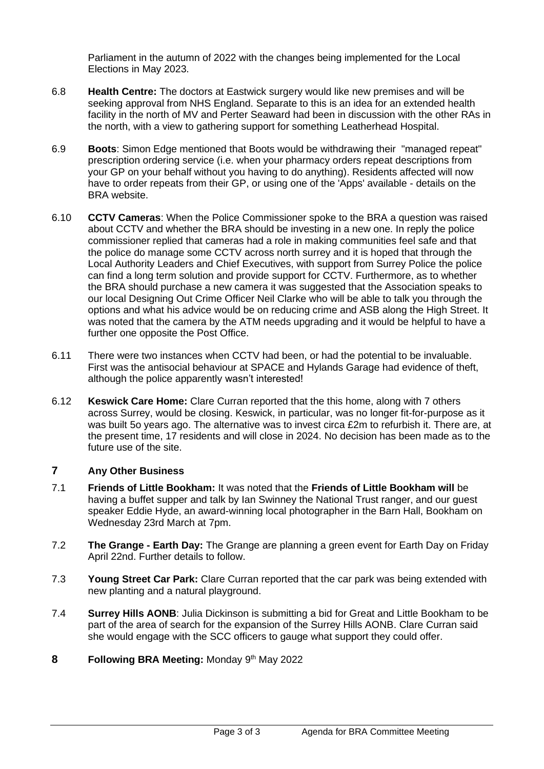Parliament in the autumn of 2022 with the changes being implemented for the Local Elections in May 2023.

6.8 **Health Centre:** The doctors at Eastwick surgery would like new premises and will be seeking approval from NHS England. Separate to this is an idea for an extended health facility in the north of MV and Perter Seaward had been in discussion with the other RAs in the north, with a view to gathering support for something Leatherhead Hospital.

6.9 **Boots**: Simon Edge mentioned that Boots would be withdrawing their "managed repeat" prescription ordering service (i.e. when your pharmacy orders repeat descriptions from your GP on your behalf without you having to do anything). Residents affected will now have to order repeats from their GP, or using one of the 'Apps' available - details on the BRA website.

6.10 **CCTV Cameras**: When the Police Commissioner spoke to the BRA a question was raised about CCTV and whether the BRA should be investing in a new one. In reply the police commissioner replied that cameras had a role in making communities feel safe and that the police do manage some CCTV across north surrey and it is hoped that through the Local Authority Leaders and Chief Executives, with support from Surrey Police the police can find a long term solution and provide support for CCTV. Furthermore, as to whether the BRA should purchase a new camera it was suggested that the Association speaks to our local Designing Out Crime Officer Neil Clarke who will be able to talk you through the options and what his advice would be on reducing crime and ASB along the High Street. It was noted that the camera by the ATM needs upgrading and it would be helpful to have a further one opposite the Post Office.

6.11 There were two instances when CCTV had been, or had the potential to be invaluable. First was the antisocial behaviour at SPACE and Hylands Garage had evidence of theft, although the police apparently wasn't interested!

6.12 **Keswick Care Home:** Clare Curran reported that the this home, along with 7 others across Surrey, would be closing. Keswick, in particular, was no longer fit-for-purpose as it was built 5o years ago. The alternative was to invest circa £2m to refurbish it. There are, at the present time, 17 residents and will close in 2024. No decision has been made as to the future use of the site.

## 7 Any Other Business

7.1 **Friends of Little Bookham:** It was noted that the **Friends of Little Bookham will** be having a buffet supper and talk by Ian Swinney the National Trust ranger, and our guest speaker Eddie Hyde, an award-winning local photographer in the Barn Hall, Bookham on Wednesday 23rd March at 7pm.

7.2 **The Grange - Earth Day:** The Grange are planning a green event for Earth Day on Friday April 22nd. Further details to follow.

7.3 **Young Street Car Park:** Clare Curran reported that the car park was being extended with new planting and a natural playground.

7.4 **Surrey Hills AONB**: Julia Dickinson is submitting a bid for Great and Little Bookham to be part of the area of search for the expansion of the Surrey Hills AONB. Clare Curran said she would engage with the SCC officers to gauge what support they could offer.

## 8 Following BRA Meeting: Monday 9th May 2022